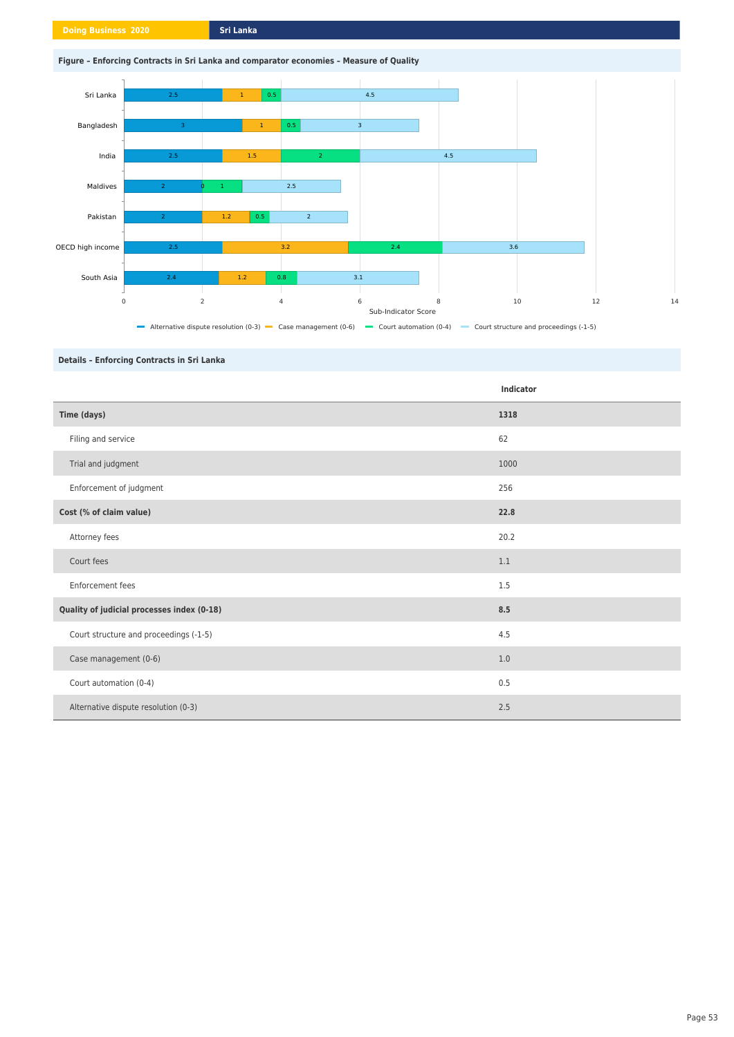**Figure – Enforcing Contracts in Sri Lanka and comparator economies – Measure of Quality**

| Economy | Alternative dispute resolution (0-3) | Case management (0-6) | Court automation (0-4) | Court structure and proceedings (-1-5) |
|---|---|---|---|---|
| Sri Lanka | 2.5 | 1 | 0.5 | 4.5 |
| Bangladesh | 3 | 1 | 0.5 | 3 |
| India | 2.5 | 1.5 | 2 | 4.5 |
| Maldives | 2 | 0 | 1 | 2.5 |
| Pakistan | 2 | 1.2 | 0.5 | 2 |
| OECD high income | 2.5 | 3.2 | 2.4 | 3.6 |
| South Asia | 2.4 | 1.2 | 0.8 | 3.1 |

Sub-Indicator Score

## Details – Enforcing Contracts in Sri Lanka

| | Indicator |
|---|---|
| **Time (days)** | **1318** |
| Filing and service | 62 |
| Trial and judgment | 1000 |
| Enforcement of judgment | 256 |
| **Cost (% of claim value)** | **22.8** |
| Attorney fees | 20.2 |
| Court fees | 1.1 |
| Enforcement fees | 1.5 |
| **Quality of judicial processes index (0-18)** | **8.5** |
| Court structure and proceedings (-1-5) | 4.5 |
| Case management (0-6) | 1.0 |
| Court automation (0-4) | 0.5 |
| Alternative dispute resolution (0-3) | 2.5 |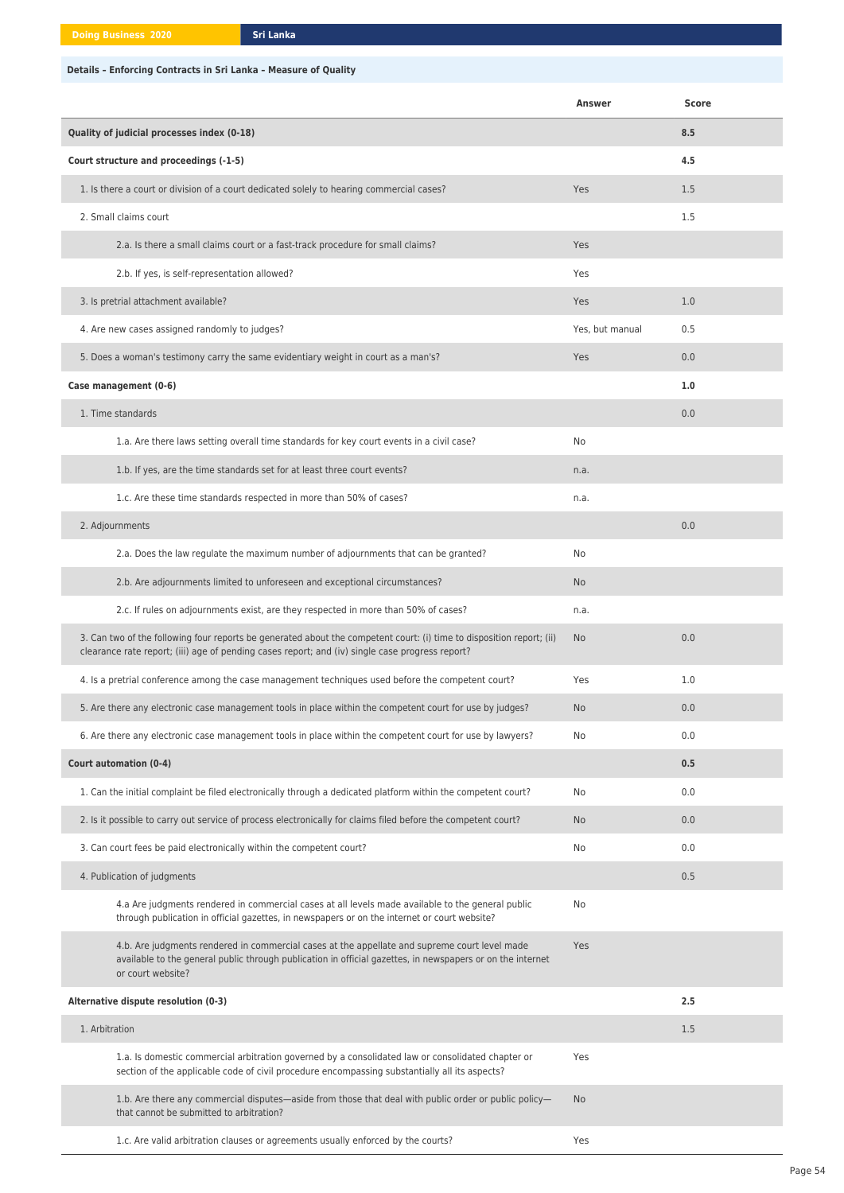**Details – Enforcing Contracts in Sri Lanka – Measure of Quality**

| | Answer | Score |
|---|---|---|
| **Quality of judicial processes index (0-18)** | | **8.5** |
| **Court structure and proceedings (-1-5)** | | **4.5** |
| 1. Is there a court or division of a court dedicated solely to hearing commercial cases? | Yes | 1.5 |
| 2. Small claims court | | 1.5 |
| 2.a. Is there a small claims court or a fast-track procedure for small claims? | Yes | |
| 2.b. If yes, is self-representation allowed? | Yes | |
| 3. Is pretrial attachment available? | Yes | 1.0 |
| 4. Are new cases assigned randomly to judges? | Yes, but manual | 0.5 |
| 5. Does a woman's testimony carry the same evidentiary weight in court as a man's? | Yes | 0.0 |
| **Case management (0-6)** | | **1.0** |
| 1. Time standards | | 0.0 |
| 1.a. Are there laws setting overall time standards for key court events in a civil case? | No | |
| 1.b. If yes, are the time standards set for at least three court events? | n.a. | |
| 1.c. Are these time standards respected in more than 50% of cases? | n.a. | |
| 2. Adjournments | | 0.0 |
| 2.a. Does the law regulate the maximum number of adjournments that can be granted? | No | |
| 2.b. Are adjournments limited to unforeseen and exceptional circumstances? | No | |
| 2.c. If rules on adjournments exist, are they respected in more than 50% of cases? | n.a. | |
| 3. Can two of the following four reports be generated about the competent court: (i) time to disposition report; (ii) clearance rate report; (iii) age of pending cases report; and (iv) single case progress report? | No | 0.0 |
| 4. Is a pretrial conference among the case management techniques used before the competent court? | Yes | 1.0 |
| 5. Are there any electronic case management tools in place within the competent court for use by judges? | No | 0.0 |
| 6. Are there any electronic case management tools in place within the competent court for use by lawyers? | No | 0.0 |
| **Court automation (0-4)** | | **0.5** |
| 1. Can the initial complaint be filed electronically through a dedicated platform within the competent court? | No | 0.0 |
| 2. Is it possible to carry out service of process electronically for claims filed before the competent court? | No | 0.0 |
| 3. Can court fees be paid electronically within the competent court? | No | 0.0 |
| 4. Publication of judgments | | 0.5 |
| 4.a Are judgments rendered in commercial cases at all levels made available to the general public through publication in official gazettes, in newspapers or on the internet or court website? | No | |
| 4.b. Are judgments rendered in commercial cases at the appellate and supreme court level made available to the general public through publication in official gazettes, in newspapers or on the internet or court website? | Yes | |
| **Alternative dispute resolution (0-3)** | | **2.5** |
| 1. Arbitration | | 1.5 |
| 1.a. Is domestic commercial arbitration governed by a consolidated law or consolidated chapter or section of the applicable code of civil procedure encompassing substantially all its aspects? | Yes | |
| 1.b. Are there any commercial disputes—aside from those that deal with public order or public policy—that cannot be submitted to arbitration? | No | |
| 1.c. Are valid arbitration clauses or agreements usually enforced by the courts? | Yes | |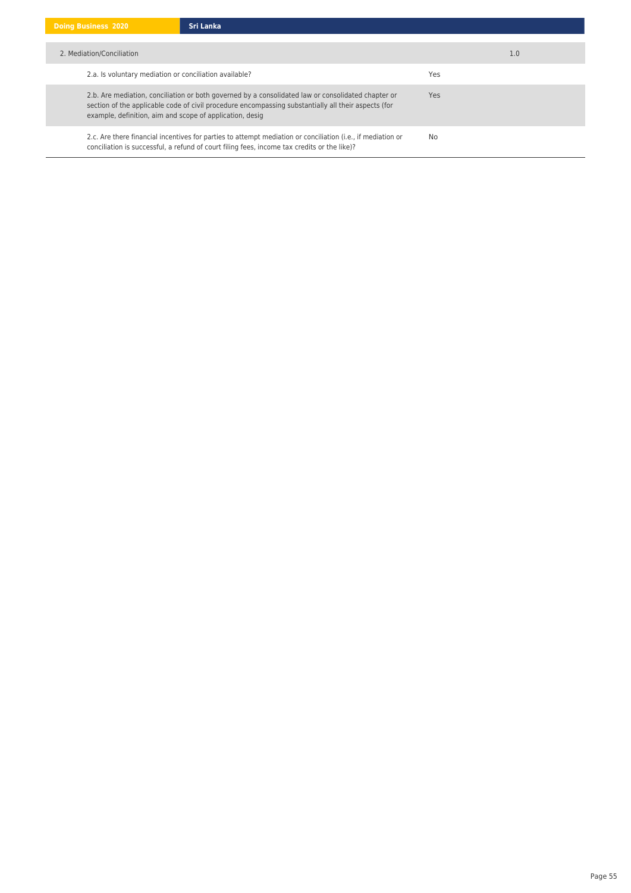| | | |
|---|---|---|
| 2. Mediation/Conciliation | | 1.0 |
| 2.a. Is voluntary mediation or conciliation available? | Yes | |
| 2.b. Are mediation, conciliation or both governed by a consolidated law or consolidated chapter or section of the applicable code of civil procedure encompassing substantially all their aspects (for example, definition, aim and scope of application, desig | Yes | |
| 2.c. Are there financial incentives for parties to attempt mediation or conciliation (i.e., if mediation or conciliation is successful, a refund of court filing fees, income tax credits or the like)? | No | |